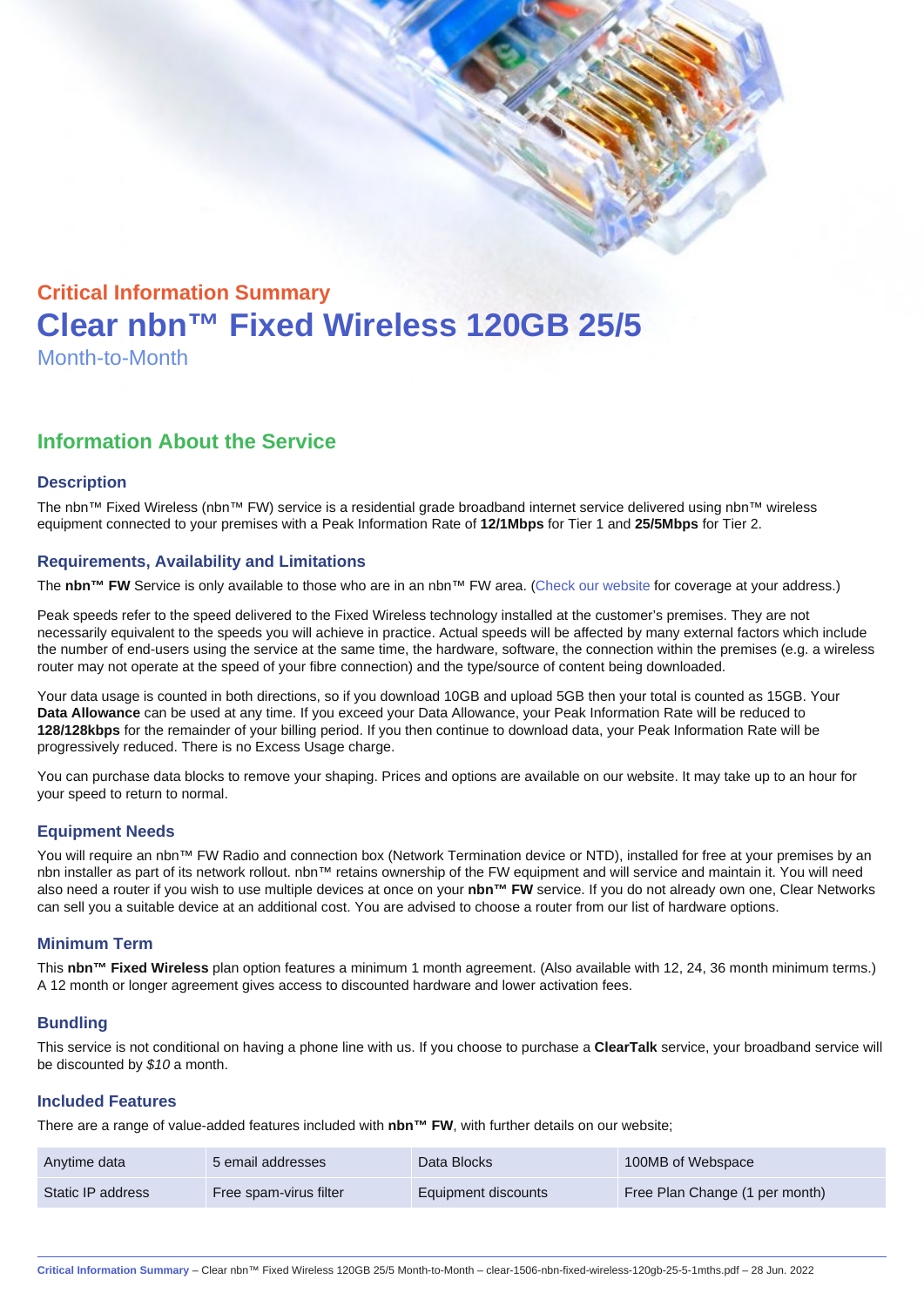## Critical Information Summary

# Clear nbn™ Fixed Wireless 120GB 25/5

Month-to-Month

## Information About the Service

### Description

The nbn™ Fixed Wireless (nbn™ FW) service is a residential grade broadband internet service delivered using nbn™ wireless equipment connected to your premises with a Peak Information Rate of **12/1Mbps** for Tier 1 and **25/5Mbps** for Tier 2.

### Requirements, Availability and Limitations

The **nbn™ FW** Service is only available to those who are in an nbn™ FW area. (Check our website for coverage at your address.)

Peak speeds refer to the speed delivered to the Fixed Wireless technology installed at the customer's premises. They are not necessarily equivalent to the speeds you will achieve in practice. Actual speeds will be affected by many external factors which include the number of end-users using the service at the same time, the hardware, software, the connection within the premises (e.g. a wireless router may not operate at the speed of your fibre connection) and the type/source of content being downloaded.

Your data usage is counted in both directions, so if you download 10GB and upload 5GB then your total is counted as 15GB. Your **Data Allowance** can be used at any time. If you exceed your Data Allowance, your Peak Information Rate will be reduced to **128/128kbps** for the remainder of your billing period. If you then continue to download data, your Peak Information Rate will be progressively reduced. There is no Excess Usage charge.

You can purchase data blocks to remove your shaping. Prices and options are available on our website. It may take up to an hour for your speed to return to normal.

### Equipment Needs

You will require an nbn™ FW Radio and connection box (Network Termination device or NTD), installed for free at your premises by an nbn installer as part of its network rollout. nbn™ retains ownership of the FW equipment and will service and maintain it. You will need also need a router if you wish to use multiple devices at once on your **nbn™ FW** service. If you do not already own one, Clear Networks can sell you a suitable device at an additional cost. You are advised to choose a router from our list of hardware options.

### Minimum Term

This **nbn™ Fixed Wireless** plan option features a minimum 1 month agreement. (Also available with 12, 24, 36 month minimum terms.) A 12 month or longer agreement gives access to discounted hardware and lower activation fees.

### Bundling

This service is not conditional on having a phone line with us. If you choose to purchase a **ClearTalk** service, your broadband service will be discounted by *$10* a month.

### Included Features

There are a range of value-added features included with **nbn™ FW**, with further details on our website;

| | | | |
|---|---|---|---|
| Anytime data | 5 email addresses | Data Blocks | 100MB of Webspace |
| Static IP address | Free spam-virus filter | Equipment discounts | Free Plan Change (1 per month) |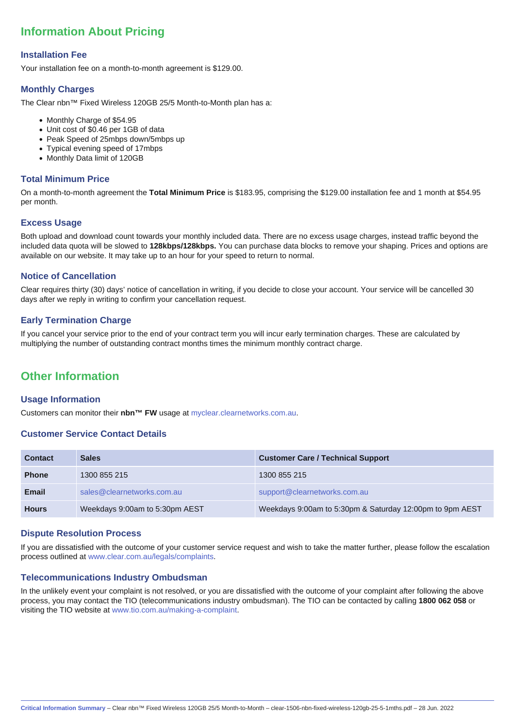## Information About Pricing

### Installation Fee

Your installation fee on a month-to-month agreement is $129.00.

### Monthly Charges

The Clear nbn™ Fixed Wireless 120GB 25/5 Month-to-Month plan has a:

- Monthly Charge of $54.95
- Unit cost of $0.46 per 1GB of data
- Peak Speed of 25mbps down/5mbps up
- Typical evening speed of 17mbps
- Monthly Data limit of 120GB

### Total Minimum Price

On a month-to-month agreement the **Total Minimum Price** is $183.95, comprising the $129.00 installation fee and 1 month at $54.95 per month.

### Excess Usage

Both upload and download count towards your monthly included data. There are no excess usage charges, instead traffic beyond the included data quota will be slowed to **128kbps/128kbps.** You can purchase data blocks to remove your shaping. Prices and options are available on our website. It may take up to an hour for your speed to return to normal.

### Notice of Cancellation

Clear requires thirty (30) days' notice of cancellation in writing, if you decide to close your account. Your service will be cancelled 30 days after we reply in writing to confirm your cancellation request.

### Early Termination Charge

If you cancel your service prior to the end of your contract term you will incur early termination charges. These are calculated by multiplying the number of outstanding contract months times the minimum monthly contract charge.

## Other Information

### Usage Information

Customers can monitor their **nbn™ FW** usage at myclear.clearnetworks.com.au.

### Customer Service Contact Details

| Contact | Sales | Customer Care / Technical Support |
|---|---|---|
| **Phone** | 1300 855 215 | 1300 855 215 |
| **Email** | sales@clearnetworks.com.au | support@clearnetworks.com.au |
| **Hours** | Weekdays 9:00am to 5:30pm AEST | Weekdays 9:00am to 5:30pm & Saturday 12:00pm to 9pm AEST |

### Dispute Resolution Process

If you are dissatisfied with the outcome of your customer service request and wish to take the matter further, please follow the escalation process outlined at www.clear.com.au/legals/complaints.

### Telecommunications Industry Ombudsman

In the unlikely event your complaint is not resolved, or you are dissatisfied with the outcome of your complaint after following the above process, you may contact the TIO (telecommunications industry ombudsman). The TIO can be contacted by calling **1800 062 058** or visiting the TIO website at www.tio.com.au/making-a-complaint.